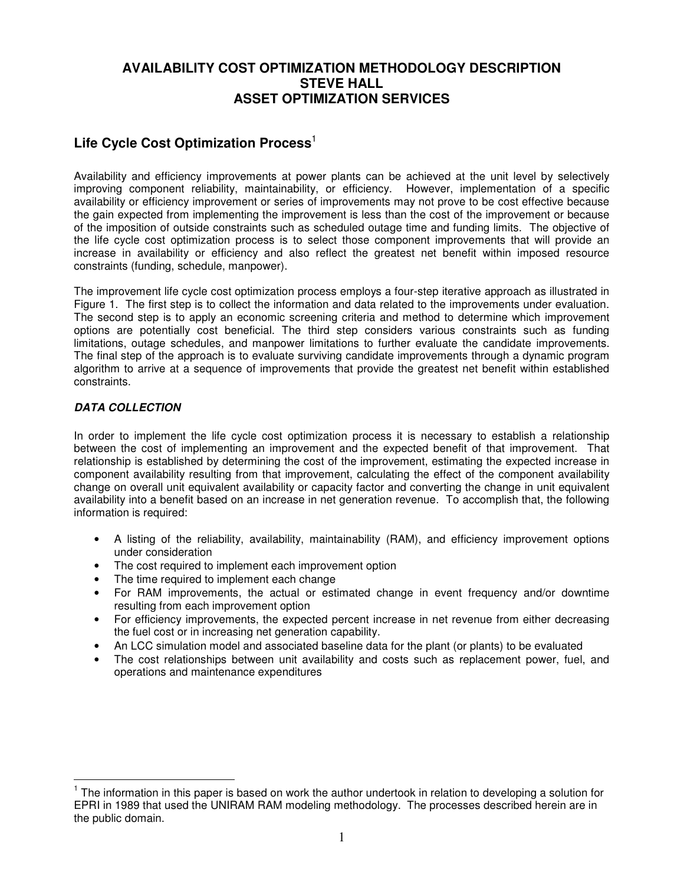# AVAILABILITY COST OPTIMIZATION METHODOLOGY DESCRIPTION
# STEVE HALL
# ASSET OPTIMIZATION SERVICES

## Life Cycle Cost Optimization Process[1]

Availability and efficiency improvements at power plants can be achieved at the unit level by selectively improving component reliability, maintainability, or efficiency. However, implementation of a specific availability or efficiency improvement or series of improvements may not prove to be cost effective because the gain expected from implementing the improvement is less than the cost of the improvement or because of the imposition of outside constraints such as scheduled outage time and funding limits. The objective of the life cycle cost optimization process is to select those component improvements that will provide an increase in availability or efficiency and also reflect the greatest net benefit within imposed resource constraints (funding, schedule, manpower).

The improvement life cycle cost optimization process employs a four-step iterative approach as illustrated in Figure 1. The first step is to collect the information and data related to the improvements under evaluation. The second step is to apply an economic screening criteria and method to determine which improvement options are potentially cost beneficial. The third step considers various constraints such as funding limitations, outage schedules, and manpower limitations to further evaluate the candidate improvements. The final step of the approach is to evaluate surviving candidate improvements through a dynamic program algorithm to arrive at a sequence of improvements that provide the greatest net benefit within established constraints.

### *DATA COLLECTION*

In order to implement the life cycle cost optimization process it is necessary to establish a relationship between the cost of implementing an improvement and the expected benefit of that improvement. That relationship is established by determining the cost of the improvement, estimating the expected increase in component availability resulting from that improvement, calculating the effect of the component availability change on overall unit equivalent availability or capacity factor and converting the change in unit equivalent availability into a benefit based on an increase in net generation revenue. To accomplish that, the following information is required:

- A listing of the reliability, availability, maintainability (RAM), and efficiency improvement options under consideration
- The cost required to implement each improvement option
- The time required to implement each change
- For RAM improvements, the actual or estimated change in event frequency and/or downtime resulting from each improvement option
- For efficiency improvements, the expected percent increase in net revenue from either decreasing the fuel cost or in increasing net generation capability.
- An LCC simulation model and associated baseline data for the plant (or plants) to be evaluated
- The cost relationships between unit availability and costs such as replacement power, fuel, and operations and maintenance expenditures

---

[1] The information in this paper is based on work the author undertook in relation to developing a solution for EPRI in 1989 that used the UNIRAM RAM modeling methodology. The processes described herein are in the public domain.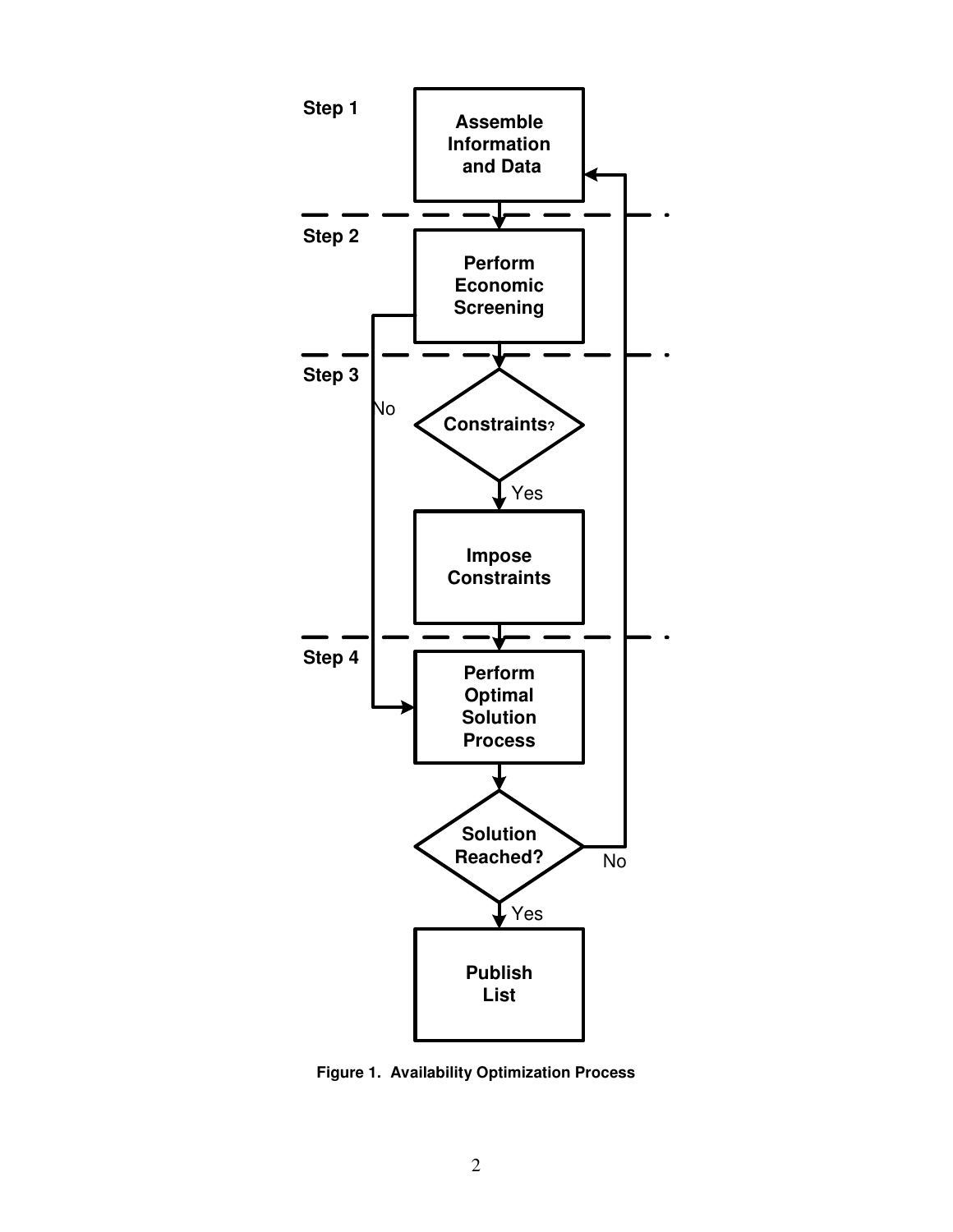Step 1 — Assemble Information and Data

Step 2 — Perform Economic Screening

Step 3 — Constraints?
- Yes → Impose Constraints
- No → Perform Optimal Solution Process

Step 4 — Perform Optimal Solution Process

Solution Reached?
- No → Assemble Information and Data
- Yes → Publish List

**Figure 1. Availability Optimization Process**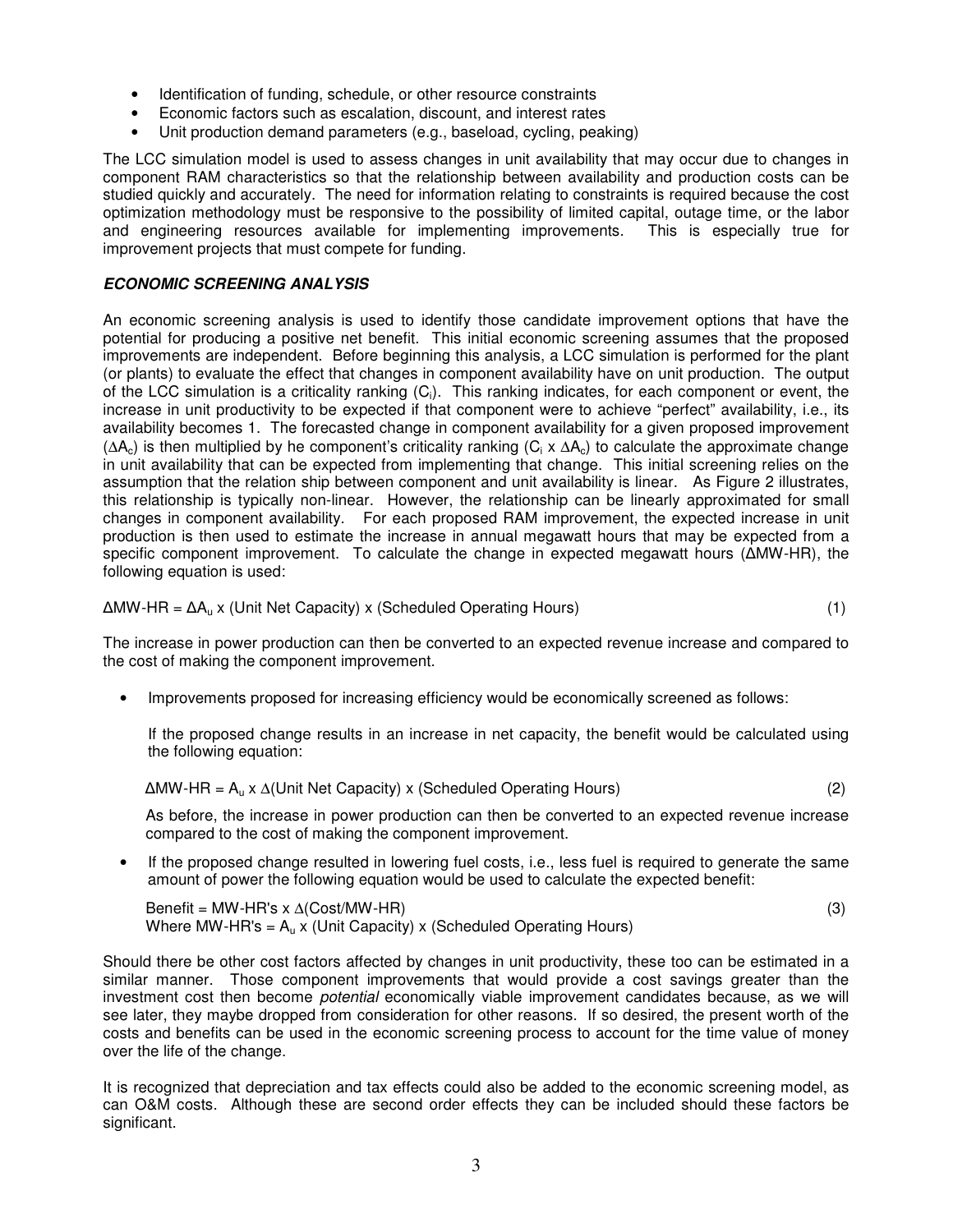- Identification of funding, schedule, or other resource constraints
- Economic factors such as escalation, discount, and interest rates
- Unit production demand parameters (e.g., baseload, cycling, peaking)

The LCC simulation model is used to assess changes in unit availability that may occur due to changes in component RAM characteristics so that the relationship between availability and production costs can be studied quickly and accurately. The need for information relating to constraints is required because the cost optimization methodology must be responsive to the possibility of limited capital, outage time, or the labor and engineering resources available for implementing improvements. This is especially true for improvement projects that must compete for funding.

### *ECONOMIC SCREENING ANALYSIS*

An economic screening analysis is used to identify those candidate improvement options that have the potential for producing a positive net benefit. This initial economic screening assumes that the proposed improvements are independent. Before beginning this analysis, a LCC simulation is performed for the plant (or plants) to evaluate the effect that changes in component availability have on unit production. The output of the LCC simulation is a criticality ranking ($C_i$). This ranking indicates, for each component or event, the increase in unit productivity to be expected if that component were to achieve "perfect" availability, i.e., its availability becomes 1. The forecasted change in component availability for a given proposed improvement ($\Delta A_c$) is then multiplied by he component's criticality ranking ($C_i \times \Delta A_c$) to calculate the approximate change in unit availability that can be expected from implementing that change. This initial screening relies on the assumption that the relation ship between component and unit availability is linear. As Figure 2 illustrates, this relationship is typically non-linear. However, the relationship can be linearly approximated for small changes in component availability. For each proposed RAM improvement, the expected increase in unit production is then used to estimate the increase in annual megawatt hours that may be expected from a specific component improvement. To calculate the change in expected megawatt hours (ΔMW-HR), the following equation is used:

$$\Delta\text{MW-HR} = \Delta A_u \times (\text{Unit Net Capacity}) \times (\text{Scheduled Operating Hours}) \quad (1)$$

The increase in power production can then be converted to an expected revenue increase and compared to the cost of making the component improvement.

- Improvements proposed for increasing efficiency would be economically screened as follows:

  If the proposed change results in an increase in net capacity, the benefit would be calculated using the following equation:

  $$\Delta\text{MW-HR} = A_u \times \Delta(\text{Unit Net Capacity}) \times (\text{Scheduled Operating Hours}) \quad (2)$$

  As before, the increase in power production can then be converted to an expected revenue increase compared to the cost of making the component improvement.

- If the proposed change resulted in lowering fuel costs, i.e., less fuel is required to generate the same amount of power the following equation would be used to calculate the expected benefit:

  $$\text{Benefit} = \text{MW-HR's} \times \Delta(\text{Cost/MW-HR}) \quad (3)$$

  Where $\text{MW-HR's} = A_u \times (\text{Unit Capacity}) \times (\text{Scheduled Operating Hours})$

Should there be other cost factors affected by changes in unit productivity, these too can be estimated in a similar manner. Those component improvements that would provide a cost savings greater than the investment cost then become *potential* economically viable improvement candidates because, as we will see later, they maybe dropped from consideration for other reasons. If so desired, the present worth of the costs and benefits can be used in the economic screening process to account for the time value of money over the life of the change.

It is recognized that depreciation and tax effects could also be added to the economic screening model, as can O&M costs. Although these are second order effects they can be included should these factors be significant.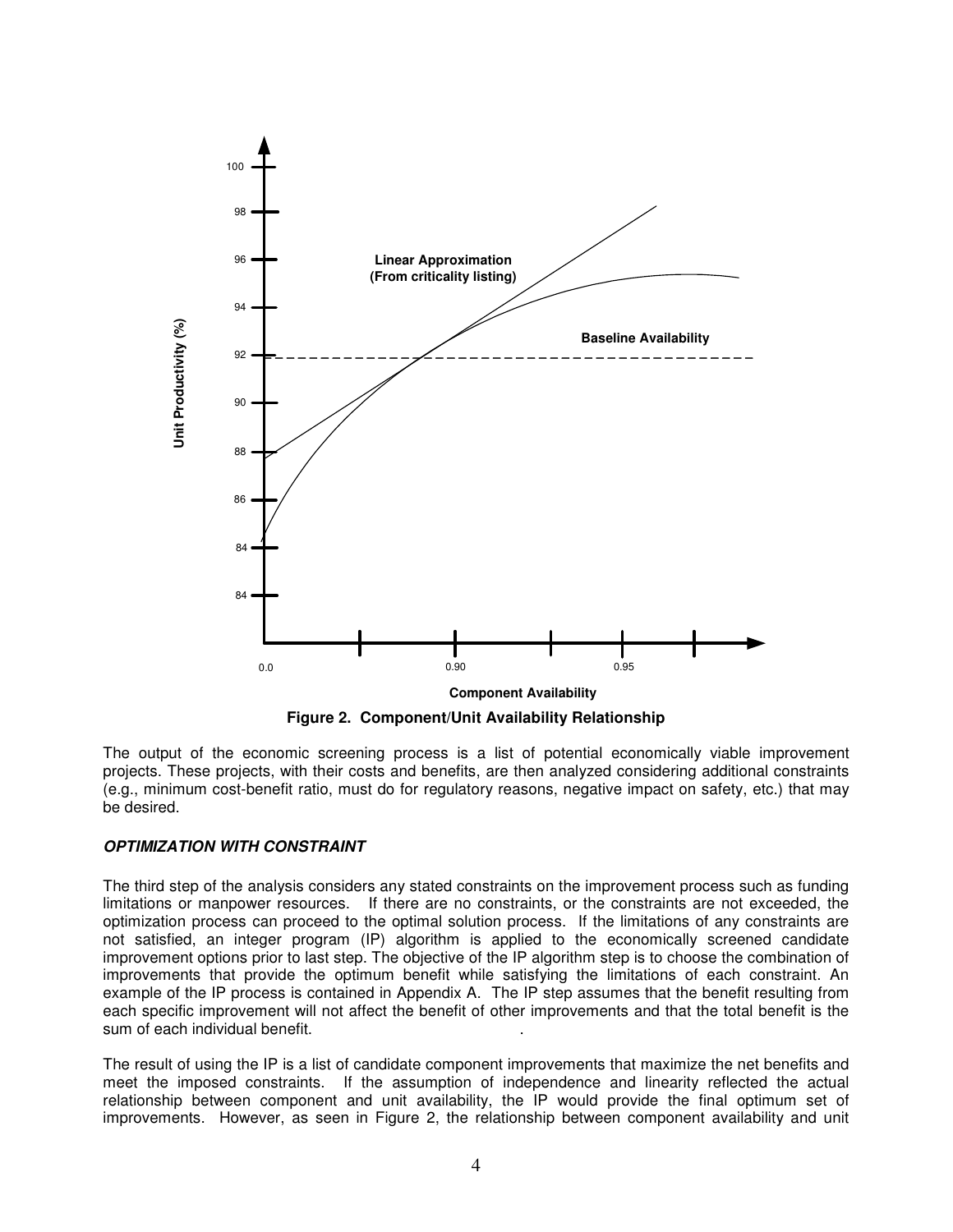Figure 2. Component/Unit Availability Relationship

The output of the economic screening process is a list of potential economically viable improvement projects. These projects, with their costs and benefits, are then analyzed considering additional constraints (e.g., minimum cost-benefit ratio, must do for regulatory reasons, negative impact on safety, etc.) that may be desired.

### *OPTIMIZATION WITH CONSTRAINT*

The third step of the analysis considers any stated constraints on the improvement process such as funding limitations or manpower resources. If there are no constraints, or the constraints are not exceeded, the optimization process can proceed to the optimal solution process. If the limitations of any constraints are not satisfied, an integer program (IP) algorithm is applied to the economically screened candidate improvement options prior to last step. The objective of the IP algorithm step is to choose the combination of improvements that provide the optimum benefit while satisfying the limitations of each constraint. An example of the IP process is contained in Appendix A. The IP step assumes that the benefit resulting from each specific improvement will not affect the benefit of other improvements and that the total benefit is the sum of each individual benefit.

The result of using the IP is a list of candidate component improvements that maximize the net benefits and meet the imposed constraints. If the assumption of independence and linearity reflected the actual relationship between component and unit availability, the IP would provide the final optimum set of improvements. However, as seen in Figure 2, the relationship between component availability and unit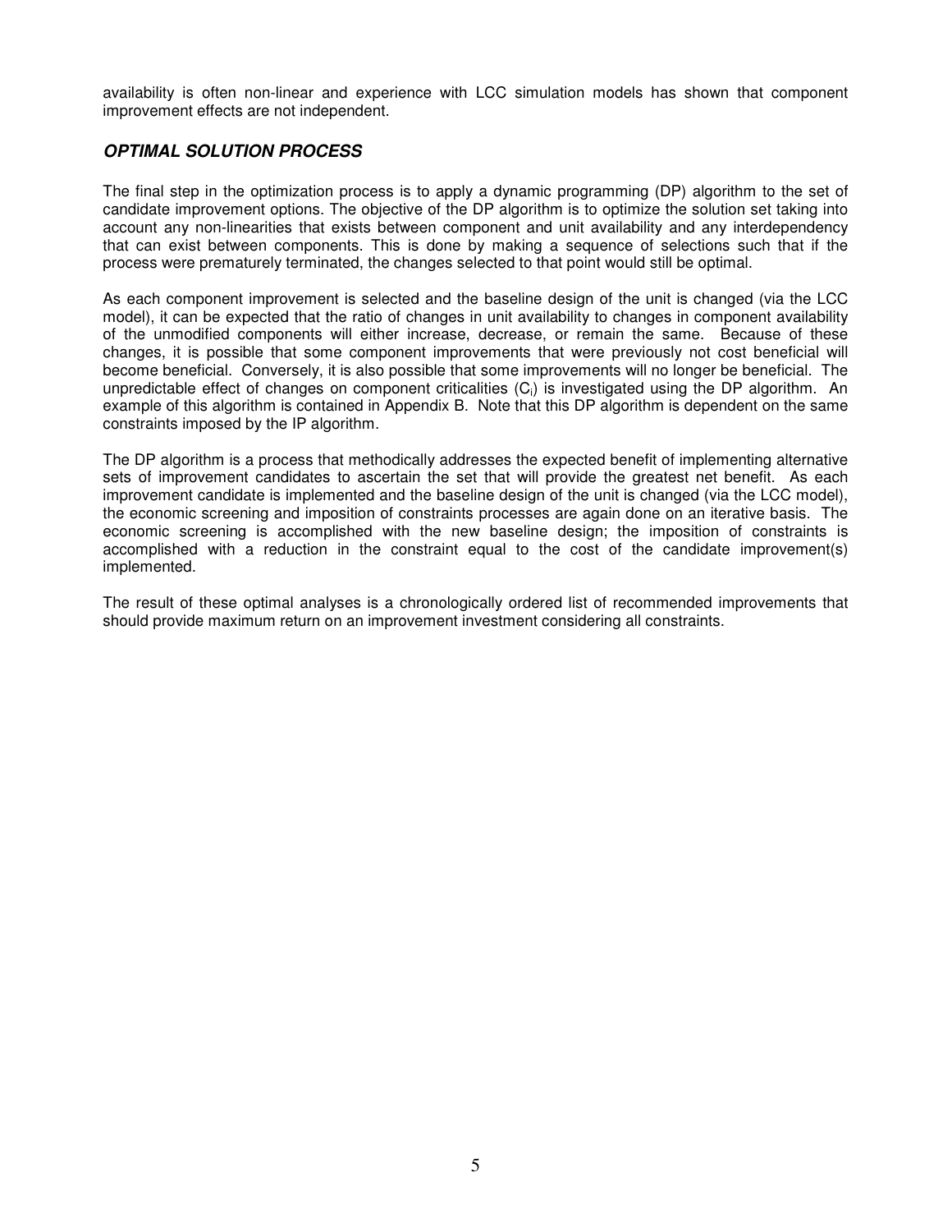availability is often non-linear and experience with LCC simulation models has shown that component improvement effects are not independent.

### *OPTIMAL SOLUTION PROCESS*

The final step in the optimization process is to apply a dynamic programming (DP) algorithm to the set of candidate improvement options. The objective of the DP algorithm is to optimize the solution set taking into account any non-linearities that exists between component and unit availability and any interdependency that can exist between components. This is done by making a sequence of selections such that if the process were prematurely terminated, the changes selected to that point would still be optimal.

As each component improvement is selected and the baseline design of the unit is changed (via the LCC model), it can be expected that the ratio of changes in unit availability to changes in component availability of the unmodified components will either increase, decrease, or remain the same. Because of these changes, it is possible that some component improvements that were previously not cost beneficial will become beneficial. Conversely, it is also possible that some improvements will no longer be beneficial. The unpredictable effect of changes on component criticalities ($C_i$) is investigated using the DP algorithm. An example of this algorithm is contained in Appendix B. Note that this DP algorithm is dependent on the same constraints imposed by the IP algorithm.

The DP algorithm is a process that methodically addresses the expected benefit of implementing alternative sets of improvement candidates to ascertain the set that will provide the greatest net benefit. As each improvement candidate is implemented and the baseline design of the unit is changed (via the LCC model), the economic screening and imposition of constraints processes are again done on an iterative basis. The economic screening is accomplished with the new baseline design; the imposition of constraints is accomplished with a reduction in the constraint equal to the cost of the candidate improvement(s) implemented.

The result of these optimal analyses is a chronologically ordered list of recommended improvements that should provide maximum return on an improvement investment considering all constraints.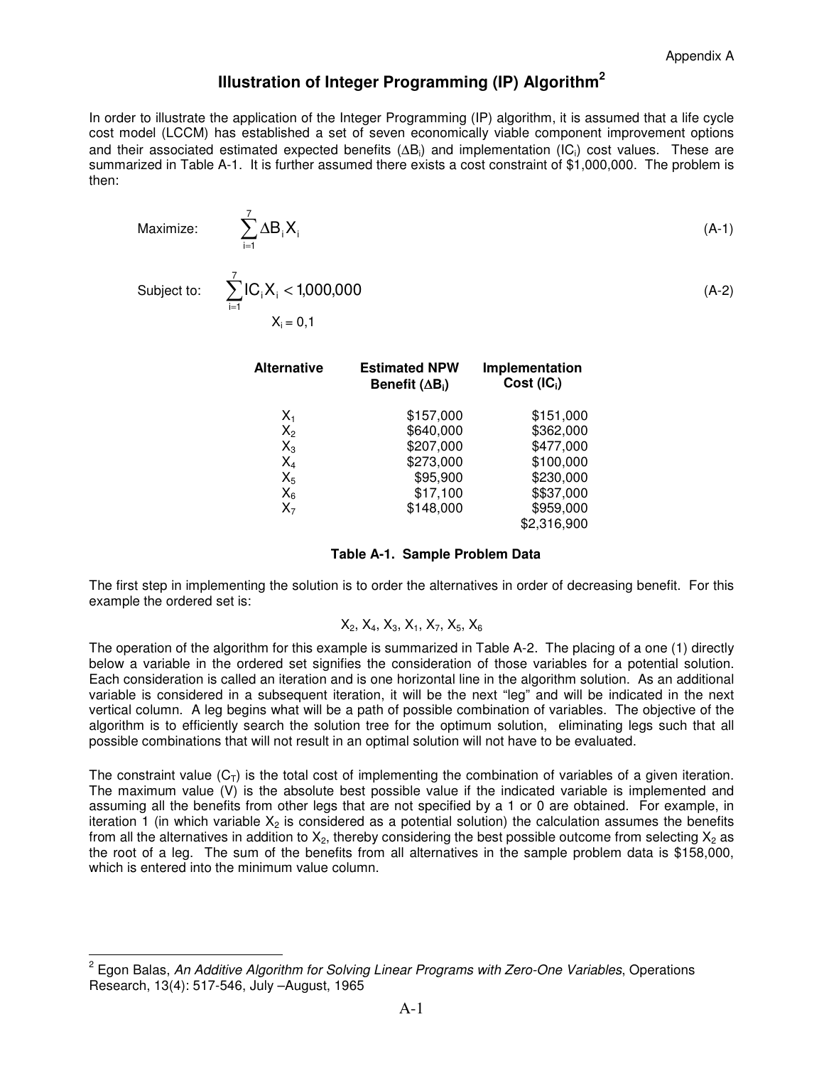# Illustration of Integer Programming (IP) Algorithm[2]

In order to illustrate the application of the Integer Programming (IP) algorithm, it is assumed that a life cycle cost model (LCCM) has established a set of seven economically viable component improvement options and their associated estimated expected benefits ($\Delta B_i$) and implementation ($IC_i$) cost values. These are summarized in Table A-1. It is further assumed there exists a cost constraint of $1,000,000. The problem is then:

Maximize:
$$\sum_{i=1}^{7} \Delta B_i X_i \tag{A-1}$$

Subject to:
$$\sum_{i=1}^{7} IC_i X_i < 1{,}000{,}000 \tag{A-2}$$

$$X_i = 0,1$$

| Alternative | Estimated NPW Benefit ($\Delta B_i$) | Implementation Cost ($IC_i$) |
|---|---|---|
| $X_1$ | $157,000 | $151,000 |
| $X_2$ | $640,000 | $362,000 |
| $X_3$ | $207,000 | $477,000 |
| $X_4$ | $273,000 | $100,000 |
| $X_5$ | $95,900 | $230,000 |
| $X_6$ | $17,100 | $$37,000 |
| $X_7$ | $148,000 | $959,000 |
| | | $2,316,900 |

**Table A-1. Sample Problem Data**

The first step in implementing the solution is to order the alternatives in order of decreasing benefit. For this example the ordered set is:

$$X_2, X_4, X_3, X_1, X_7, X_5, X_6$$

The operation of the algorithm for this example is summarized in Table A-2. The placing of a one (1) directly below a variable in the ordered set signifies the consideration of those variables for a potential solution. Each consideration is called an iteration and is one horizontal line in the algorithm solution. As an additional variable is considered in a subsequent iteration, it will be the next "leg" and will be indicated in the next vertical column. A leg begins what will be a path of possible combination of variables. The objective of the algorithm is to efficiently search the solution tree for the optimum solution, eliminating legs such that all possible combinations that will not result in an optimal solution will not have to be evaluated.

The constraint value ($C_T$) is the total cost of implementing the combination of variables of a given iteration. The maximum value (V) is the absolute best possible value if the indicated variable is implemented and assuming all the benefits from other legs that are not specified by a 1 or 0 are obtained. For example, in iteration 1 (in which variable $X_2$ is considered as a potential solution) the calculation assumes the benefits from all the alternatives in addition to $X_2$, thereby considering the best possible outcome from selecting $X_2$ as the root of a leg. The sum of the benefits from all alternatives in the sample problem data is $158,000, which is entered into the minimum value column.

---

[2] Egon Balas, *An Additive Algorithm for Solving Linear Programs with Zero-One Variables*, Operations Research, 13(4): 517-546, July –August, 1965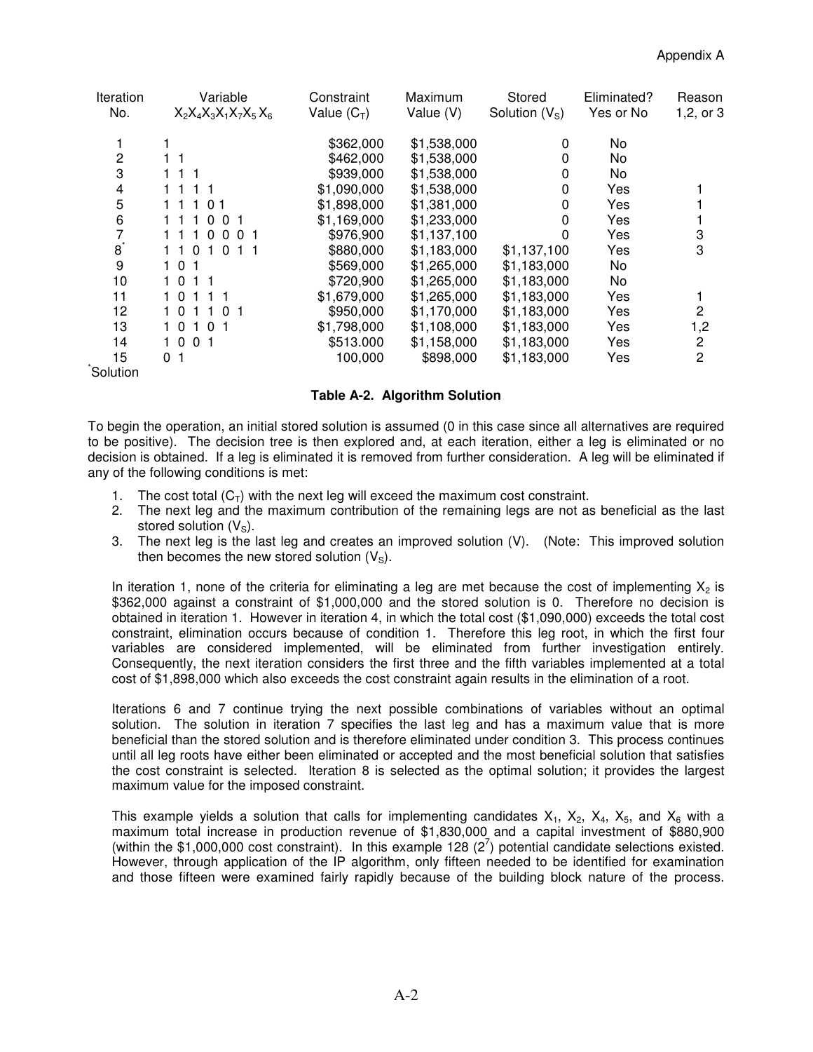| Iteration No. | Variable $X_2X_4X_3X_1X_7X_5X_6$ | Constraint Value ($C_T$) | Maximum Value (V) | Stored Solution ($V_S$) | Eliminated? Yes or No | Reason 1,2, or 3 |
|---|---|---|---|---|---|---|
| 1 | 1 | $362,000 | $1,538,000 | 0 | No | |
| 2 | 1 1 | $462,000 | $1,538,000 | 0 | No | |
| 3 | 1 1 1 | $939,000 | $1,538,000 | 0 | No | |
| 4 | 1 1 1 1 | $1,090,000 | $1,538,000 | 0 | Yes | 1 |
| 5 | 1 1 1 0 1 | $1,898,000 | $1,381,000 | 0 | Yes | 1 |
| 6 | 1 1 1 0 0 1 | $1,169,000 | $1,233,000 | 0 | Yes | 1 |
| 7 | 1 1 1 0 0 0 1 | $976,900 | $1,137,100 | 0 | Yes | 3 |
| 8* | 1 1 0 1 0 1 1 | $880,000 | $1,183,000 | $1,137,100 | Yes | 3 |
| 9 | 1 0 1 | $569,000 | $1,265,000 | $1,183,000 | No | |
| 10 | 1 0 1 1 | $720,900 | $1,265,000 | $1,183,000 | No | |
| 11 | 1 0 1 1 1 | $1,679,000 | $1,265,000 | $1,183,000 | Yes | 1 |
| 12 | 1 0 1 1 0 1 | $950,000 | $1,170,000 | $1,183,000 | Yes | 2 |
| 13 | 1 0 1 0 1 | $1,798,000 | $1,108,000 | $1,183,000 | Yes | 1,2 |
| 14 | 1 0 0 1 | $513.000 | $1,158,000 | $1,183,000 | Yes | 2 |
| 15 | 0 1 | 100,000 | $898,000 | $1,183,000 | Yes | 2 |

*Solution

**Table A-2. Algorithm Solution**

To begin the operation, an initial stored solution is assumed (0 in this case since all alternatives are required to be positive). The decision tree is then explored and, at each iteration, either a leg is eliminated or no decision is obtained. If a leg is eliminated it is removed from further consideration. A leg will be eliminated if any of the following conditions is met:

1. The cost total ($C_T$) with the next leg will exceed the maximum cost constraint.
2. The next leg and the maximum contribution of the remaining legs are not as beneficial as the last stored solution ($V_S$).
3. The next leg is the last leg and creates an improved solution (V). (Note: This improved solution then becomes the new stored solution ($V_S$).

In iteration 1, none of the criteria for eliminating a leg are met because the cost of implementing $X_2$ is $362,000 against a constraint of $1,000,000 and the stored solution is 0. Therefore no decision is obtained in iteration 1. However in iteration 4, in which the total cost ($1,090,000) exceeds the total cost constraint, elimination occurs because of condition 1. Therefore this leg root, in which the first four variables are considered implemented, will be eliminated from further investigation entirely. Consequently, the next iteration considers the first three and the fifth variables implemented at a total cost of $1,898,000 which also exceeds the cost constraint again results in the elimination of a root.

Iterations 6 and 7 continue trying the next possible combinations of variables without an optimal solution. The solution in iteration 7 specifies the last leg and has a maximum value that is more beneficial than the stored solution and is therefore eliminated under condition 3. This process continues until all leg roots have either been eliminated or accepted and the most beneficial solution that satisfies the cost constraint is selected. Iteration 8 is selected as the optimal solution; it provides the largest maximum value for the imposed constraint.

This example yields a solution that calls for implementing candidates $X_1$, $X_2$, $X_4$, $X_5$, and $X_6$ with a maximum total increase in production revenue of $1,830,000 and a capital investment of $880,900 (within the $1,000,000 cost constraint). In this example 128 ($2^7$) potential candidate selections existed. However, through application of the IP algorithm, only fifteen needed to be identified for examination and those fifteen were examined fairly rapidly because of the building block nature of the process.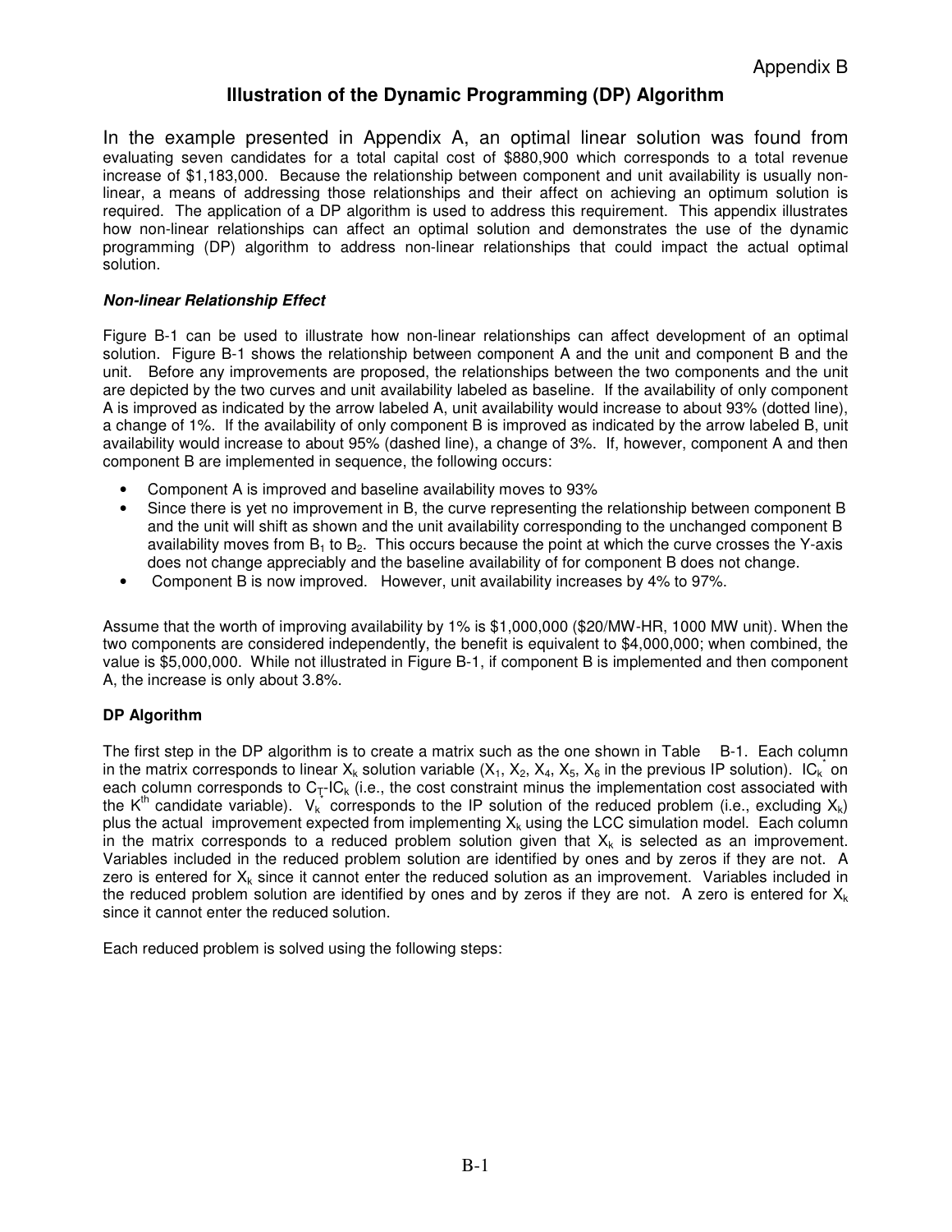## Illustration of the Dynamic Programming (DP) Algorithm

In the example presented in Appendix A, an optimal linear solution was found from evaluating seven candidates for a total capital cost of $880,900 which corresponds to a total revenue increase of $1,183,000. Because the relationship between component and unit availability is usually non-linear, a means of addressing those relationships and their affect on achieving an optimum solution is required. The application of a DP algorithm is used to address this requirement. This appendix illustrates how non-linear relationships can affect an optimal solution and demonstrates the use of the dynamic programming (DP) algorithm to address non-linear relationships that could impact the actual optimal solution.

#### *Non-linear Relationship Effect*

Figure B-1 can be used to illustrate how non-linear relationships can affect development of an optimal solution. Figure B-1 shows the relationship between component A and the unit and component B and the unit. Before any improvements are proposed, the relationships between the two components and the unit are depicted by the two curves and unit availability labeled as baseline. If the availability of only component A is improved as indicated by the arrow labeled A, unit availability would increase to about 93% (dotted line), a change of 1%. If the availability of only component B is improved as indicated by the arrow labeled B, unit availability would increase to about 95% (dashed line), a change of 3%. If, however, component A and then component B are implemented in sequence, the following occurs:

- Component A is improved and baseline availability moves to 93%
- Since there is yet no improvement in B, the curve representing the relationship between component B and the unit will shift as shown and the unit availability corresponding to the unchanged component B availability moves from $B_1$ to $B_2$. This occurs because the point at which the curve crosses the Y-axis does not change appreciably and the baseline availability of for component B does not change.
- Component B is now improved. However, unit availability increases by 4% to 97%.

Assume that the worth of improving availability by 1% is $1,000,000 ($20/MW-HR, 1000 MW unit). When the two components are considered independently, the benefit is equivalent to $4,000,000; when combined, the value is $5,000,000. While not illustrated in Figure B-1, if component B is implemented and then component A, the increase is only about 3.8%.

#### DP Algorithm

The first step in the DP algorithm is to create a matrix such as the one shown in Table B-1. Each column in the matrix corresponds to linear $X_k$ solution variable ($X_1$, $X_2$, $X_4$, $X_5$, $X_6$ in the previous IP solution). $IC_k^*$ on each column corresponds to $C_T$-$IC_k$ (i.e., the cost constraint minus the implementation cost associated with the $K^{th}$ candidate variable). $V_k^*$ corresponds to the IP solution of the reduced problem (i.e., excluding $X_k$) plus the actual improvement expected from implementing $X_k$ using the LCC simulation model. Each column in the matrix corresponds to a reduced problem solution given that $X_k$ is selected as an improvement. Variables included in the reduced problem solution are identified by ones and by zeros if they are not. A zero is entered for $X_k$ since it cannot enter the reduced solution as an improvement. Variables included in the reduced problem solution are identified by ones and by zeros if they are not. A zero is entered for $X_k$ since it cannot enter the reduced solution.

Each reduced problem is solved using the following steps: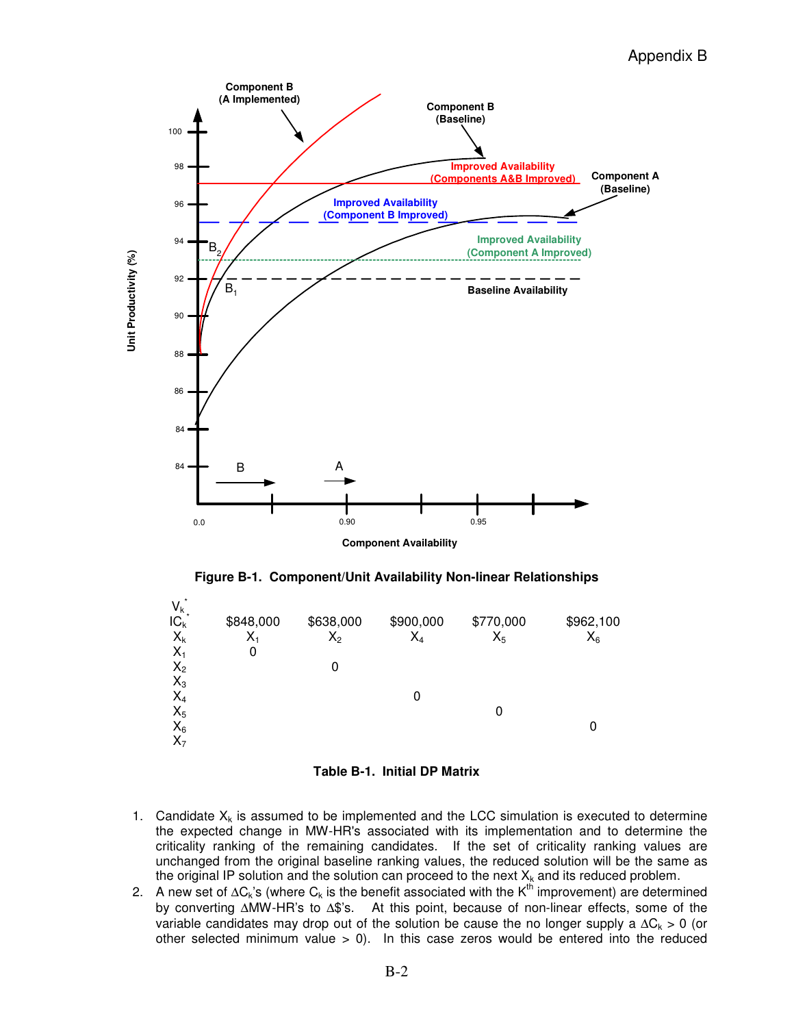**Figure B-1. Component/Unit Availability Non-linear Relationships**

| | | | | | |
|---|---|---|---|---|---|
| $V_k^*$ | | | | | |
| $IC_k^*$ | \$848,000 | \$638,000 | \$900,000 | \$770,000 | \$962,100 |
| $X_k$ | $X_1$ | $X_2$ | $X_4$ | $X_5$ | $X_6$ |
| $X_1$ | 0 | | | | |
| $X_2$ | | 0 | | | |
| $X_3$ | | | | | |
| $X_4$ | | | 0 | | |
| $X_5$ | | | | 0 | |
| $X_6$ | | | | | 0 |
| $X_7$ | | | | | |

**Table B-1. Initial DP Matrix**

1. Candidate $X_k$ is assumed to be implemented and the LCC simulation is executed to determine the expected change in MW-HR's associated with its implementation and to determine the criticality ranking of the remaining candidates. If the set of criticality ranking values are unchanged from the original baseline ranking values, the reduced solution will be the same as the original IP solution and the solution can proceed to the next $X_k$ and its reduced problem.
2. A new set of $\Delta C_k$'s (where $C_k$ is the benefit associated with the $K^{th}$ improvement) are determined by converting $\Delta$MW-HR's to $\Delta$\$'s. At this point, because of non-linear effects, some of the variable candidates may drop out of the solution be cause the no longer supply a $\Delta C_k > 0$ (or other selected minimum value > 0). In this case zeros would be entered into the reduced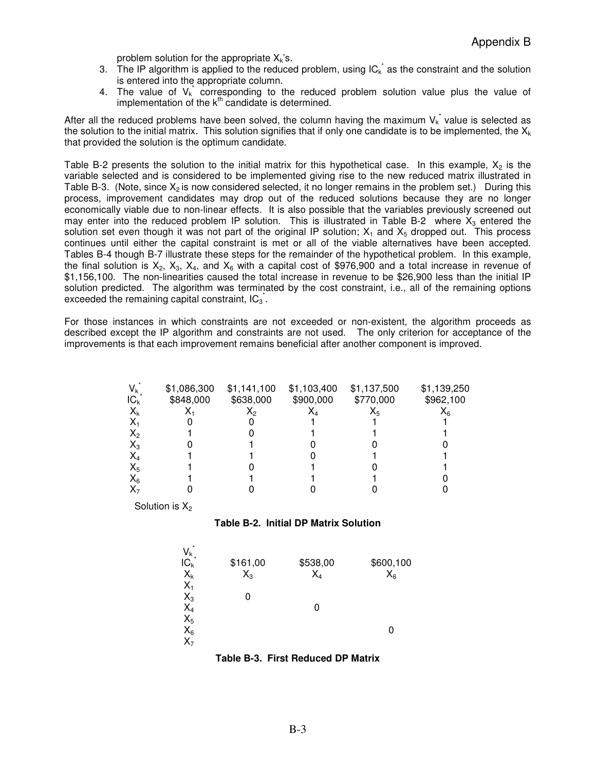problem solution for the appropriate $X_k$'s.

3. The IP algorithm is applied to the reduced problem, using $IC_k^*$ as the constraint and the solution is entered into the appropriate column.
4. The value of $V_k^*$ corresponding to the reduced problem solution value plus the value of implementation of the $k^{th}$ candidate is determined.

After all the reduced problems have been solved, the column having the maximum $V_k^*$ value is selected as the solution to the initial matrix. This solution signifies that if only one candidate is to be implemented, the $X_k$ that provided the solution is the optimum candidate.

Table B-2 presents the solution to the initial matrix for this hypothetical case. In this example, $X_2$ is the variable selected and is considered to be implemented giving rise to the new reduced matrix illustrated in Table B-3. (Note, since $X_2$ is now considered selected, it no longer remains in the problem set.) During this process, improvement candidates may drop out of the reduced solutions because they are no longer economically viable due to non-linear effects. It is also possible that the variables previously screened out may enter into the reduced problem IP solution. This is illustrated in Table B-2 where $X_3$ entered the solution set even though it was not part of the original IP solution; $X_1$ and $X_5$ dropped out. This process continues until either the capital constraint is met or all of the viable alternatives have been accepted. Tables B-4 though B-7 illustrate these steps for the remainder of the hypothetical problem. In this example, the final solution is $X_2$, $X_3$, $X_4$, and $X_6$ with a capital cost of $976,900 and a total increase in revenue of $1,156,100. The non-linearities caused the total increase in revenue to be $26,900 less than the initial IP solution predicted. The algorithm was terminated by the cost constraint, i.e., all of the remaining options exceeded the remaining capital constraint, $IC_3^*$.

For those instances in which constraints are not exceeded or non-existent, the algorithm proceeds as described except the IP algorithm and constraints are not used. The only criterion for acceptance of the improvements is that each improvement remains beneficial after another component is improved.

| | | | | | |
|---|---|---|---|---|---|
| $V_k^*$ | $1,086,300 | $1,141,100 | $1,103,400 | $1,137,500 | $1,139,250 |
| $IC_k^*$ | $848,000 | $638,000 | $900,000 | $770,000 | $962,100 |
| $X_k$ | $X_1$ | $X_2$ | $X_4$ | $X_5$ | $X_6$ |
| $X_1$ | 0 | 0 | 1 | 1 | 1 |
| $X_2$ | 1 | 0 | 1 | 1 | 1 |
| $X_3$ | 0 | 1 | 0 | 0 | 0 |
| $X_4$ | 1 | 1 | 0 | 1 | 1 |
| $X_5$ | 1 | 0 | 1 | 0 | 1 |
| $X_6$ | 1 | 1 | 1 | 1 | 0 |
| $X_7$ | 0 | 0 | 0 | 0 | 0 |

Solution is $X_2$

**Table B-2. Initial DP Matrix Solution**

| | | | |
|---|---|---|---|
| $V_k^*$ | | | |
| $IC_k^*$ | $161,00 | $538,00 | $600,100 |
| $X_k$ | $X_3$ | $X_4$ | $X_6$ |
| $X_1$ | | | |
| $X_3$ | 0 | | |
| $X_4$ | | 0 | |
| $X_5$ | | | |
| $X_6$ | | | 0 |
| $X_7$ | | | |

**Table B-3. First Reduced DP Matrix**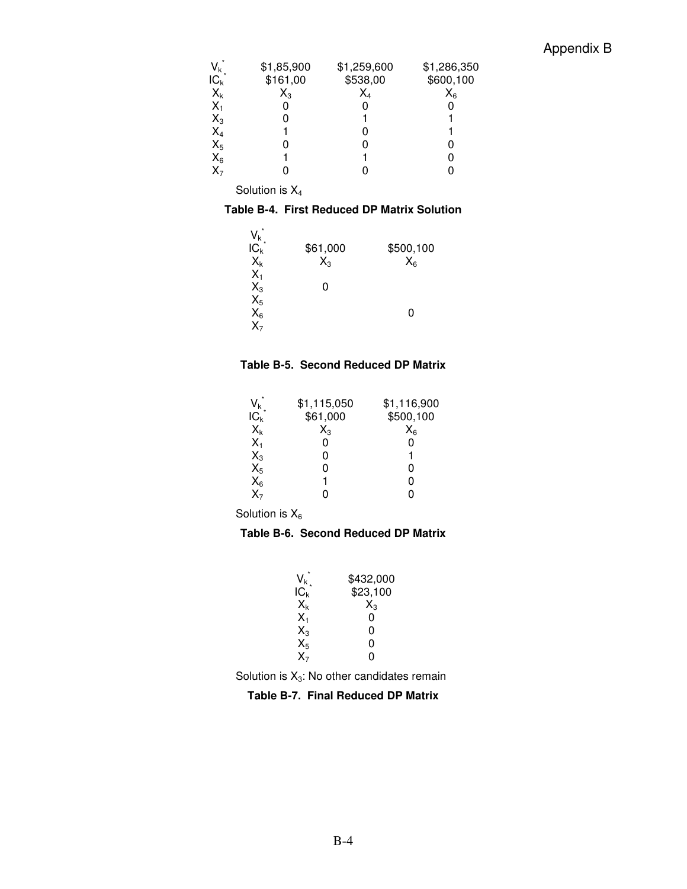| | | | |
|---|---|---|---|
| $V_k^*$ | $1,85,900 | $1,259,600 | $1,286,350 |
| $IC_k^*$ | $161,00 | $538,00 | $600,100 |
| $X_k$ | $X_3$ | $X_4$ | $X_6$ |
| $X_1$ | 0 | 0 | 0 |
| $X_3$ | 0 | 1 | 1 |
| $X_4$ | 1 | 0 | 1 |
| $X_5$ | 0 | 0 | 0 |
| $X_6$ | 1 | 1 | 0 |
| $X_7$ | 0 | 0 | 0 |

Solution is $X_4$

**Table B-4. First Reduced DP Matrix Solution**

| | | |
|---|---|---|
| $V_k^*$ | | |
| $IC_k^*$ | $61,000 | $500,100 |
| $X_k$ | $X_3$ | $X_6$ |
| $X_1$ | | |
| $X_3$ | 0 | |
| $X_5$ | | |
| $X_6$ | | 0 |
| $X_7$ | | |

**Table B-5. Second Reduced DP Matrix**

| | | |
|---|---|---|
| $V_k^*$ | $1,115,050 | $1,116,900 |
| $IC_k^*$ | $61,000 | $500,100 |
| $X_k$ | $X_3$ | $X_6$ |
| $X_1$ | 0 | 0 |
| $X_3$ | 0 | 1 |
| $X_5$ | 0 | 0 |
| $X_6$ | 1 | 0 |
| $X_7$ | 0 | 0 |

Solution is $X_6$

**Table B-6. Second Reduced DP Matrix**

| | |
|---|---|
| $V_k^*$ | $432,000 |
| $IC_k^*$ | $23,100 |
| $X_k$ | $X_3$ |
| $X_1$ | 0 |
| $X_3$ | 0 |
| $X_5$ | 0 |
| $X_7$ | 0 |

Solution is $X_3$: No other candidates remain

**Table B-7. Final Reduced DP Matrix**